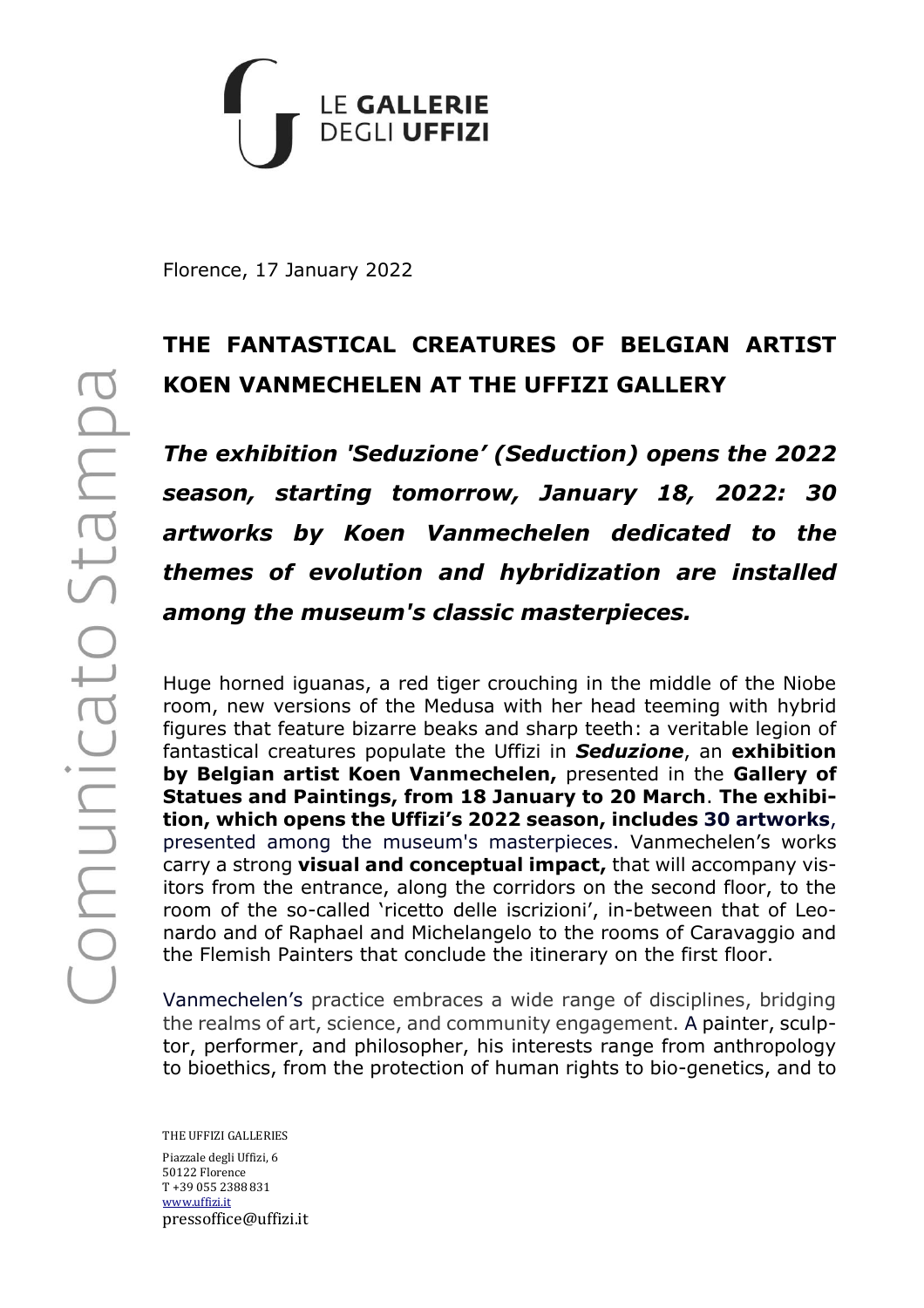Florence, 17 January 2022

# THE FANTASTICAL CREATURES OF BELGIAN ARTIST KOEN VANMECHELEN AT THE UFFIZI GALLERY

***The exhibition 'Seduzione' (Seduction) opens the 2022 season, starting tomorrow, January 18, 2022: 30 artworks by Koen Vanmechelen dedicated to the themes of evolution and hybridization are installed among the museum's classic masterpieces.***

Huge horned iguanas, a red tiger crouching in the middle of the Niobe room, new versions of the Medusa with her head teeming with hybrid figures that feature bizarre beaks and sharp teeth: a veritable legion of fantastical creatures populate the Uffizi in ***Seduzione***, an **exhibition by Belgian artist Koen Vanmechelen,** presented in the **Gallery of Statues and Paintings, from 18 January to 20 March**. **The exhibition, which opens the Uffizi's 2022 season, includes 30 artworks**, presented among the museum's masterpieces. Vanmechelen's works carry a strong **visual and conceptual impact,** that will accompany visitors from the entrance, along the corridors on the second floor, to the room of the so-called 'ricetto delle iscrizioni', in-between that of Leonardo and of Raphael and Michelangelo to the rooms of Caravaggio and the Flemish Painters that conclude the itinerary on the first floor.

Vanmechelen's practice embraces a wide range of disciplines, bridging the realms of art, science, and community engagement. A painter, sculptor, performer, and philosopher, his interests range from anthropology to bioethics, from the protection of human rights to bio-genetics, and to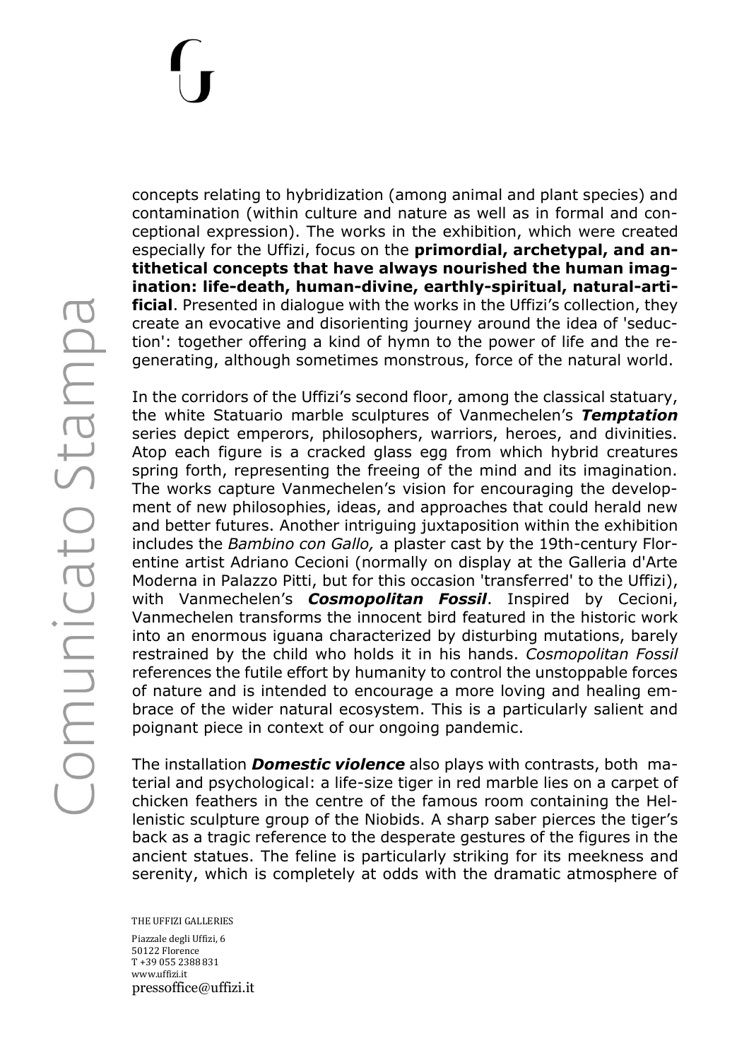concepts relating to hybridization (among animal and plant species) and contamination (within culture and nature as well as in formal and conceptional expression). The works in the exhibition, which were created especially for the Uffizi, focus on the **primordial, archetypal, and antithetical concepts that have always nourished the human imagination: life-death, human-divine, earthly-spiritual, natural-artificial**. Presented in dialogue with the works in the Uffizi's collection, they create an evocative and disorienting journey around the idea of 'seduction': together offering a kind of hymn to the power of life and the regenerating, although sometimes monstrous, force of the natural world.

In the corridors of the Uffizi's second floor, among the classical statuary, the white Statuario marble sculptures of Vanmechelen's ***Temptation*** series depict emperors, philosophers, warriors, heroes, and divinities. Atop each figure is a cracked glass egg from which hybrid creatures spring forth, representing the freeing of the mind and its imagination. The works capture Vanmechelen's vision for encouraging the development of new philosophies, ideas, and approaches that could herald new and better futures. Another intriguing juxtaposition within the exhibition includes the *Bambino con Gallo,* a plaster cast by the 19th-century Florentine artist Adriano Cecioni (normally on display at the Galleria d'Arte Moderna in Palazzo Pitti, but for this occasion 'transferred' to the Uffizi), with Vanmechelen's ***Cosmopolitan Fossil***. Inspired by Cecioni, Vanmechelen transforms the innocent bird featured in the historic work into an enormous iguana characterized by disturbing mutations, barely restrained by the child who holds it in his hands. *Cosmopolitan Fossil* references the futile effort by humanity to control the unstoppable forces of nature and is intended to encourage a more loving and healing embrace of the wider natural ecosystem. This is a particularly salient and poignant piece in context of our ongoing pandemic.

The installation ***Domestic violence*** also plays with contrasts, both material and psychological: a life-size tiger in red marble lies on a carpet of chicken feathers in the centre of the famous room containing the Hellenistic sculpture group of the Niobids. A sharp saber pierces the tiger's back as a tragic reference to the desperate gestures of the figures in the ancient statues. The feline is particularly striking for its meekness and serenity, which is completely at odds with the dramatic atmosphere of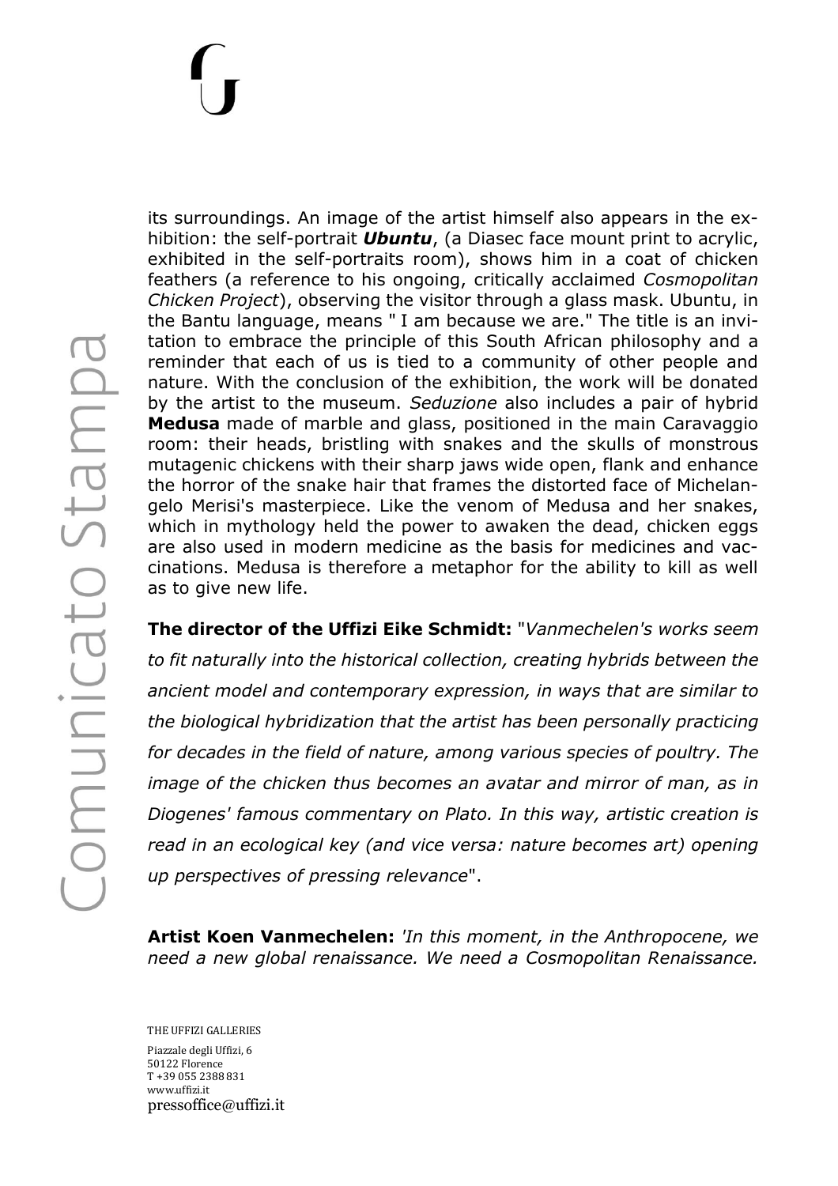its surroundings. An image of the artist himself also appears in the exhibition: the self-portrait ***Ubuntu***, (a Diasec face mount print to acrylic, exhibited in the self-portraits room), shows him in a coat of chicken feathers (a reference to his ongoing, critically acclaimed *Cosmopolitan Chicken Project*), observing the visitor through a glass mask. Ubuntu, in the Bantu language, means " I am because we are." The title is an invitation to embrace the principle of this South African philosophy and a reminder that each of us is tied to a community of other people and nature. With the conclusion of the exhibition, the work will be donated by the artist to the museum. *Seduzione* also includes a pair of hybrid **Medusa** made of marble and glass, positioned in the main Caravaggio room: their heads, bristling with snakes and the skulls of monstrous mutagenic chickens with their sharp jaws wide open, flank and enhance the horror of the snake hair that frames the distorted face of Michelangelo Merisi's masterpiece. Like the venom of Medusa and her snakes, which in mythology held the power to awaken the dead, chicken eggs are also used in modern medicine as the basis for medicines and vaccinations. Medusa is therefore a metaphor for the ability to kill as well as to give new life.

**The director of the Uffizi Eike Schmidt:** "*Vanmechelen's works seem to fit naturally into the historical collection, creating hybrids between the ancient model and contemporary expression, in ways that are similar to the biological hybridization that the artist has been personally practicing for decades in the field of nature, among various species of poultry. The image of the chicken thus becomes an avatar and mirror of man, as in Diogenes' famous commentary on Plato. In this way, artistic creation is read in an ecological key (and vice versa: nature becomes art) opening up perspectives of pressing relevance*".

**Artist Koen Vanmechelen:** *'In this moment, in the Anthropocene, we need a new global renaissance. We need a Cosmopolitan Renaissance.*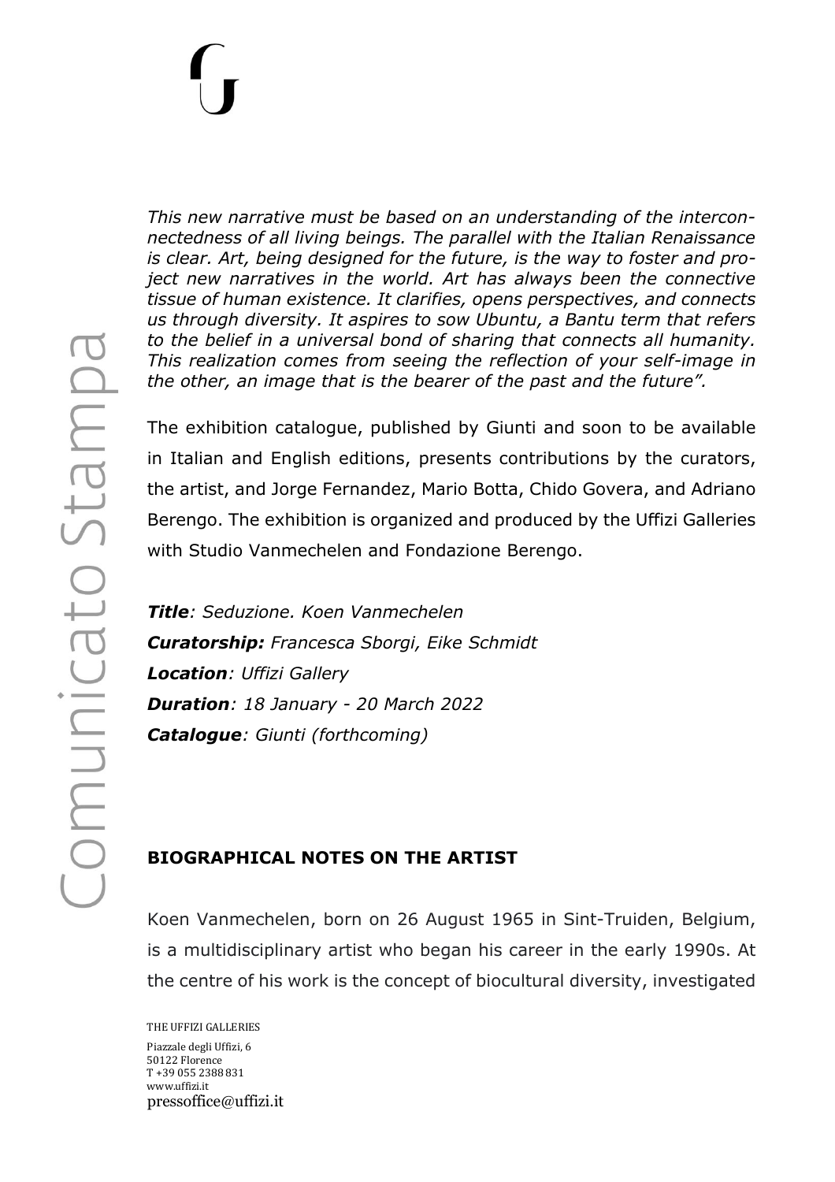*This new narrative must be based on an understanding of the interconnectedness of all living beings. The parallel with the Italian Renaissance is clear. Art, being designed for the future, is the way to foster and project new narratives in the world. Art has always been the connective tissue of human existence. It clarifies, opens perspectives, and connects us through diversity. It aspires to sow Ubuntu, a Bantu term that refers to the belief in a universal bond of sharing that connects all humanity. This realization comes from seeing the reflection of your self-image in the other, an image that is the bearer of the past and the future".*

The exhibition catalogue, published by Giunti and soon to be available in Italian and English editions, presents contributions by the curators, the artist, and Jorge Fernandez, Mario Botta, Chido Govera, and Adriano Berengo. The exhibition is organized and produced by the Uffizi Galleries with Studio Vanmechelen and Fondazione Berengo.

***Title**: Seduzione. Koen Vanmechelen*
***Curatorship:** Francesca Sborgi, Eike Schmidt*
***Location**: Uffizi Gallery*
***Duration**: 18 January - 20 March 2022*
***Catalogue**: Giunti (forthcoming)*

## BIOGRAPHICAL NOTES ON THE ARTIST

Koen Vanmechelen, born on 26 August 1965 in Sint-Truiden, Belgium, is a multidisciplinary artist who began his career in the early 1990s. At the centre of his work is the concept of biocultural diversity, investigated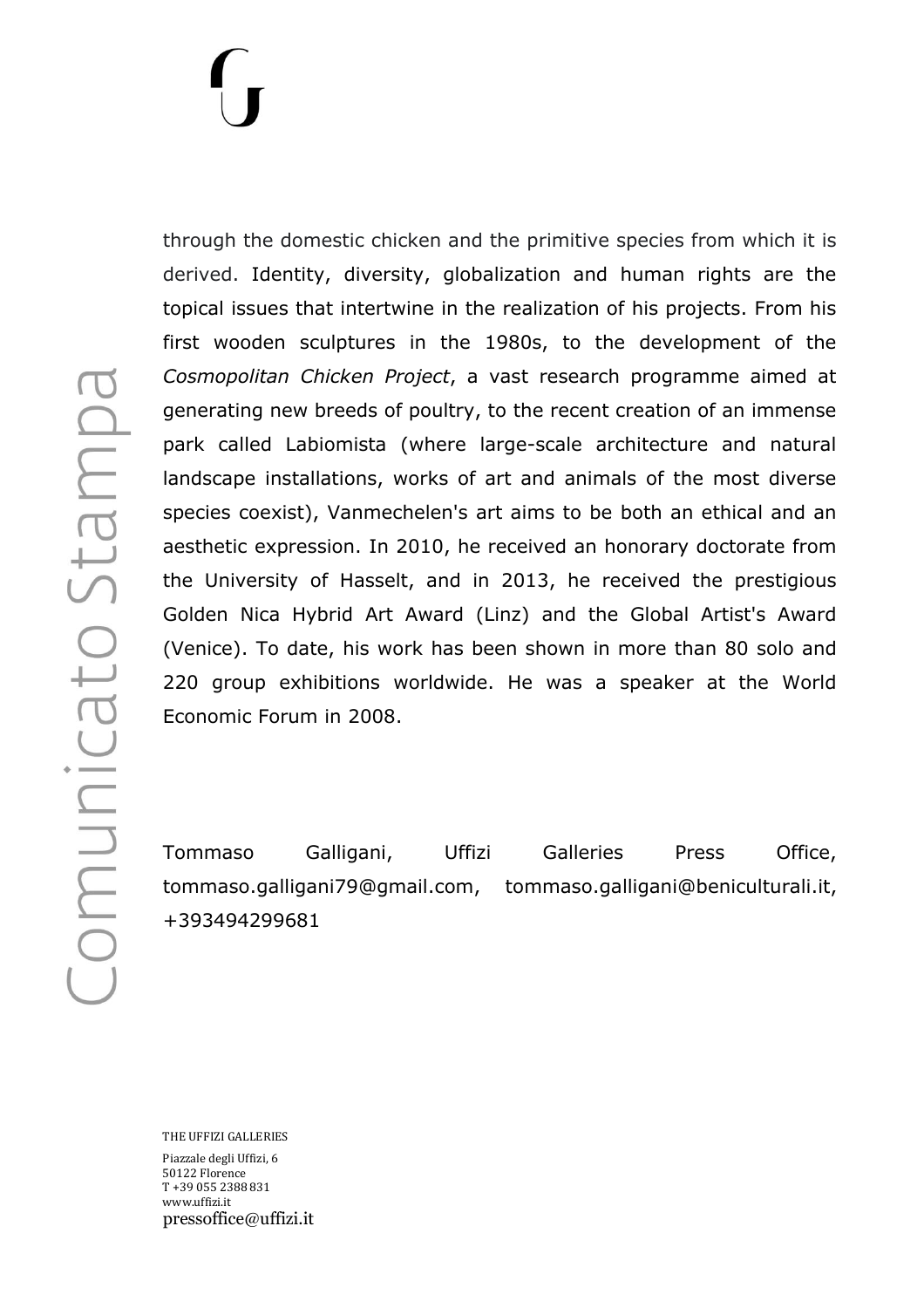through the domestic chicken and the primitive species from which it is derived. Identity, diversity, globalization and human rights are the topical issues that intertwine in the realization of his projects. From his first wooden sculptures in the 1980s, to the development of the *Cosmopolitan Chicken Project*, a vast research programme aimed at generating new breeds of poultry, to the recent creation of an immense park called Labiomista (where large-scale architecture and natural landscape installations, works of art and animals of the most diverse species coexist), Vanmechelen's art aims to be both an ethical and an aesthetic expression. In 2010, he received an honorary doctorate from the University of Hasselt, and in 2013, he received the prestigious Golden Nica Hybrid Art Award (Linz) and the Global Artist's Award (Venice). To date, his work has been shown in more than 80 solo and 220 group exhibitions worldwide. He was a speaker at the World Economic Forum in 2008.

Tommaso Galligani, Uffizi Galleries Press Office, tommaso.galligani79@gmail.com, tommaso.galligani@beniculturali.it, +393494299681

THE UFFIZI GALLERIES

Piazzale degli Uffizi, 6
50122 Florence
T +39 055 2388 831
www.uffizi.it
pressoffice@uffizi.it